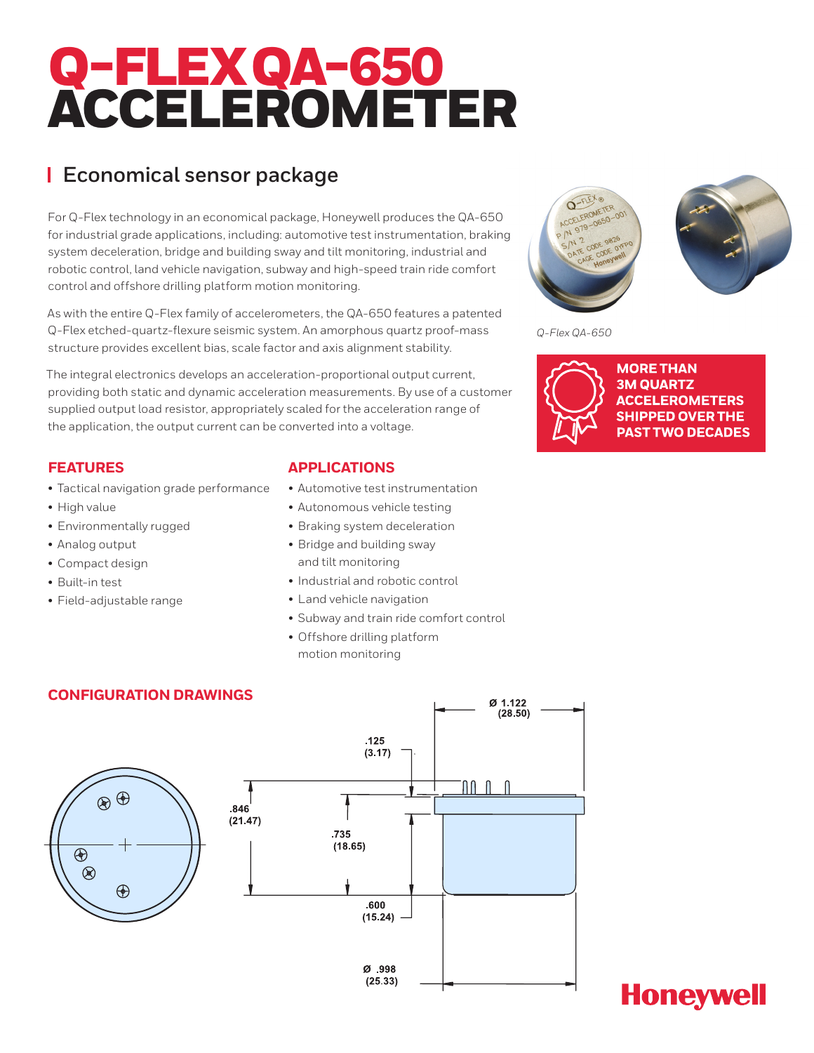# Q-FLEX QA-650 ACCELEROMETER

## Economical sensor package

For Q-Flex technology in an economical package, Honeywell produces the QA-650 for industrial grade applications, including: automotive test instrumentation, braking system deceleration, bridge and building sway and tilt monitoring, industrial and robotic control, land vehicle navigation, subway and high-speed train ride comfort control and offshore drilling platform motion monitoring.

As with the entire Q-Flex family of accelerometers, the QA-650 features a patented Q-Flex etched-quartz-flexure seismic system. An amorphous quartz proof-mass structure provides excellent bias, scale factor and axis alignment stability.

The integral electronics develops an acceleration-proportional output current, providing both static and dynamic acceleration measurements. By use of a customer supplied output load resistor, appropriately scaled for the acceleration range of the application, the output current can be converted into a voltage.

*Q-Flex QA-650*

**MORE THAN 3M QUARTZ ACCELEROMETERS SHIPPED OVER THE PAST TWO DECADES**

### FEATURES

- Tactical navigation grade performance
- High value
- Environmentally rugged
- Analog output
- Compact design
- Built-in test
- Field-adjustable range

### APPLICATIONS

- Automotive test instrumentation
- Autonomous vehicle testing
- Braking system deceleration
- Bridge and building sway and tilt monitoring
- Industrial and robotic control
- Land vehicle navigation
- Subway and train ride comfort control
- Offshore drilling platform motion monitoring

### CONFIGURATION DRAWINGS

Ø 1.122 (28.50)

.125 (3.17)

.846 (21.47)

.735 (18.65)

.600 (15.24)

Ø .998 (25.33)

Honeywell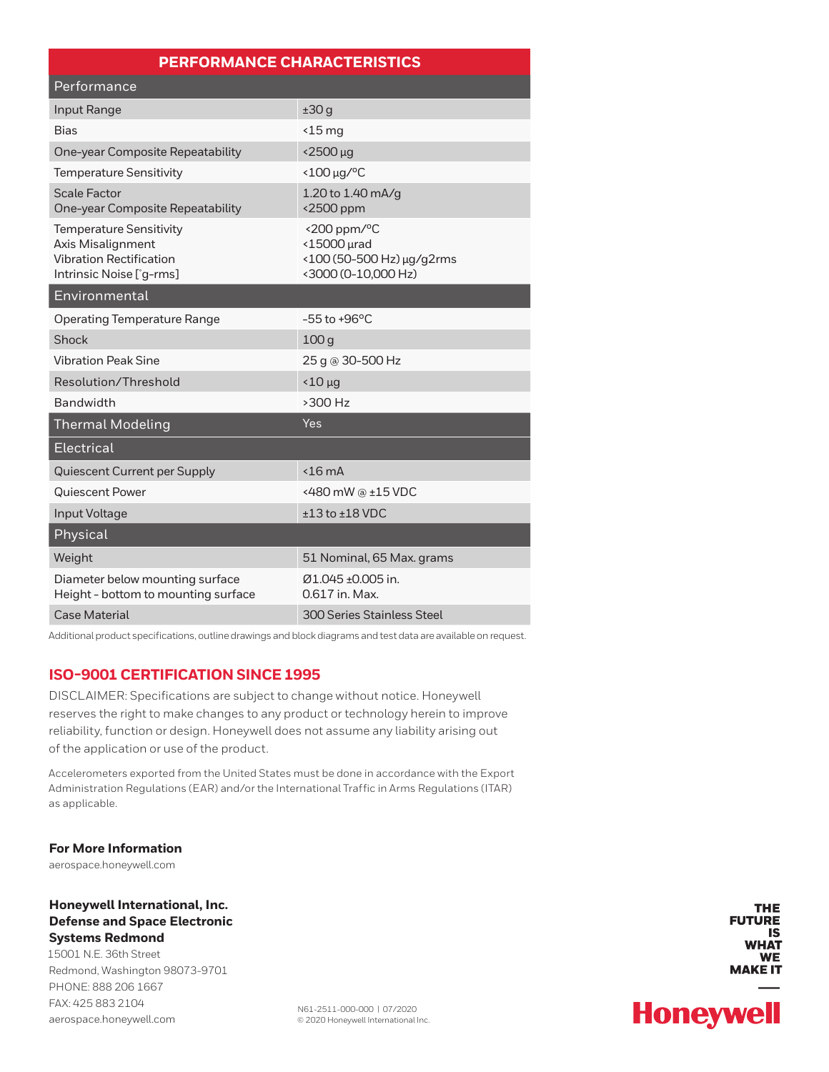| PERFORMANCE CHARACTERISTICS | |
|---|---|
| **Performance** | |
| Input Range | ±30 g |
| Bias | <15 mg |
| One-year Composite Repeatability | <2500 µg |
| Temperature Sensitivity | <100 µg/°C |
| Scale Factor<br>One-year Composite Repeatability | 1.20 to 1.40 mA/g<br><2500 ppm |
| Temperature Sensitivity<br>Axis Misalignment<br>Vibration Rectification<br>Intrinsic Noise [˚g-rms] | <200 ppm/°C<br><15000 µrad<br><100 (50-500 Hz) µg/g2rms<br><3000 (0-10,000 Hz) |
| **Environmental** | |
| Operating Temperature Range | -55 to +96°C |
| Shock | 100 g |
| Vibration Peak Sine | 25 g @ 30-500 Hz |
| Resolution/Threshold | <10 µg |
| Bandwidth | >300 Hz |
| **Thermal Modeling** | Yes |
| **Electrical** | |
| Quiescent Current per Supply | <16 mA |
| Quiescent Power | <480 mW @ ±15 VDC |
| Input Voltage | ±13 to ±18 VDC |
| **Physical** | |
| Weight | 51 Nominal, 65 Max. grams |
| Diameter below mounting surface<br>Height - bottom to mounting surface | Ø1.045 ±0.005 in.<br>0.617 in. Max. |
| Case Material | 300 Series Stainless Steel |

Additional product specifications, outline drawings and block diagrams and test data are available on request.

## ISO-9001 CERTIFICATION SINCE 1995

DISCLAIMER: Specifications are subject to change without notice. Honeywell reserves the right to make changes to any product or technology herein to improve reliability, function or design. Honeywell does not assume any liability arising out of the application or use of the product.

Accelerometers exported from the United States must be done in accordance with the Export Administration Regulations (EAR) and/or the International Traffic in Arms Regulations (ITAR) as applicable.

**For More Information**

aerospace.honeywell.com

**Honeywell International, Inc.**
**Defense and Space Electronic Systems Redmond**

15001 N.E. 36th Street
Redmond, Washington 98073-9701
PHONE: 888 206 1667
FAX: 425 883 2104
aerospace.honeywell.com

N61-2511-000-000 | 07/2020
© 2020 Honeywell International Inc.

THE FUTURE IS WHAT WE MAKE IT

Honeywell